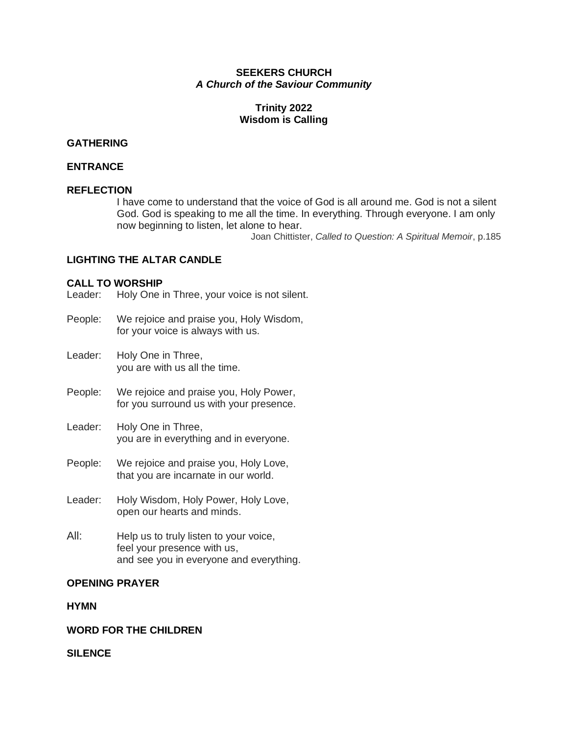**SEEKERS CHURCH**
***A Church of the Saviour Community***

**Trinity 2022**
**Wisdom is Calling**

## GATHERING

## ENTRANCE

## REFLECTION

> I have come to understand that the voice of God is all around me. God is not a silent God. God is speaking to me all the time. In everything. Through everyone. I am only now beginning to listen, let alone to hear.
>
> Joan Chittister, *Called to Question: A Spiritual Memoir*, p.185

## LIGHTING THE ALTAR CANDLE

## CALL TO WORSHIP

Leader: Holy One in Three, your voice is not silent.

People: We rejoice and praise you, Holy Wisdom,
for your voice is always with us.

Leader: Holy One in Three,
you are with us all the time.

People: We rejoice and praise you, Holy Power,
for you surround us with your presence.

Leader: Holy One in Three,
you are in everything and in everyone.

People: We rejoice and praise you, Holy Love,
that you are incarnate in our world.

Leader: Holy Wisdom, Holy Power, Holy Love,
open our hearts and minds.

All: Help us to truly listen to your voice,
feel your presence with us,
and see you in everyone and everything.

## OPENING PRAYER

## HYMN

## WORD FOR THE CHILDREN

## SILENCE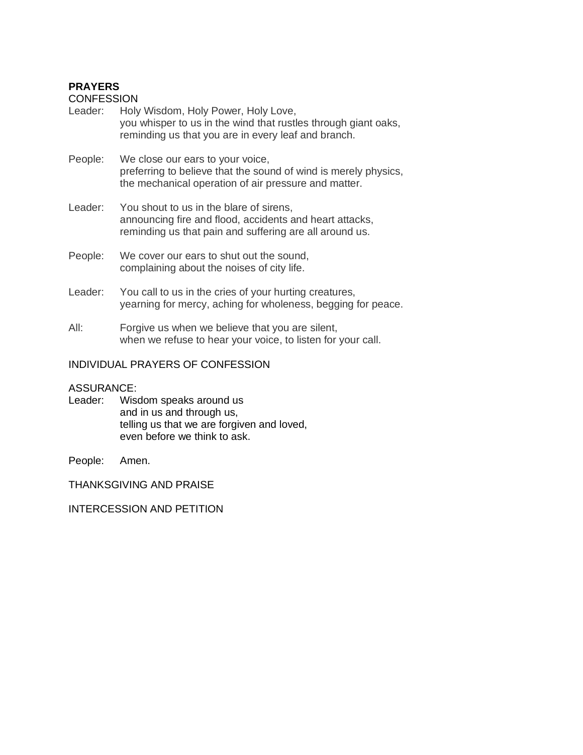**PRAYERS**

CONFESSION

Leader: Holy Wisdom, Holy Power, Holy Love,
you whisper to us in the wind that rustles through giant oaks,
reminding us that you are in every leaf and branch.

People: We close our ears to your voice,
preferring to believe that the sound of wind is merely physics,
the mechanical operation of air pressure and matter.

Leader: You shout to us in the blare of sirens,
announcing fire and flood, accidents and heart attacks,
reminding us that pain and suffering are all around us.

People: We cover our ears to shut out the sound,
complaining about the noises of city life.

Leader: You call to us in the cries of your hurting creatures,
yearning for mercy, aching for wholeness, begging for peace.

All: Forgive us when we believe that you are silent,
when we refuse to hear your voice, to listen for your call.

INDIVIDUAL PRAYERS OF CONFESSION

ASSURANCE:

Leader: Wisdom speaks around us
and in us and through us,
telling us that we are forgiven and loved,
even before we think to ask.

People: Amen.

THANKSGIVING AND PRAISE

INTERCESSION AND PETITION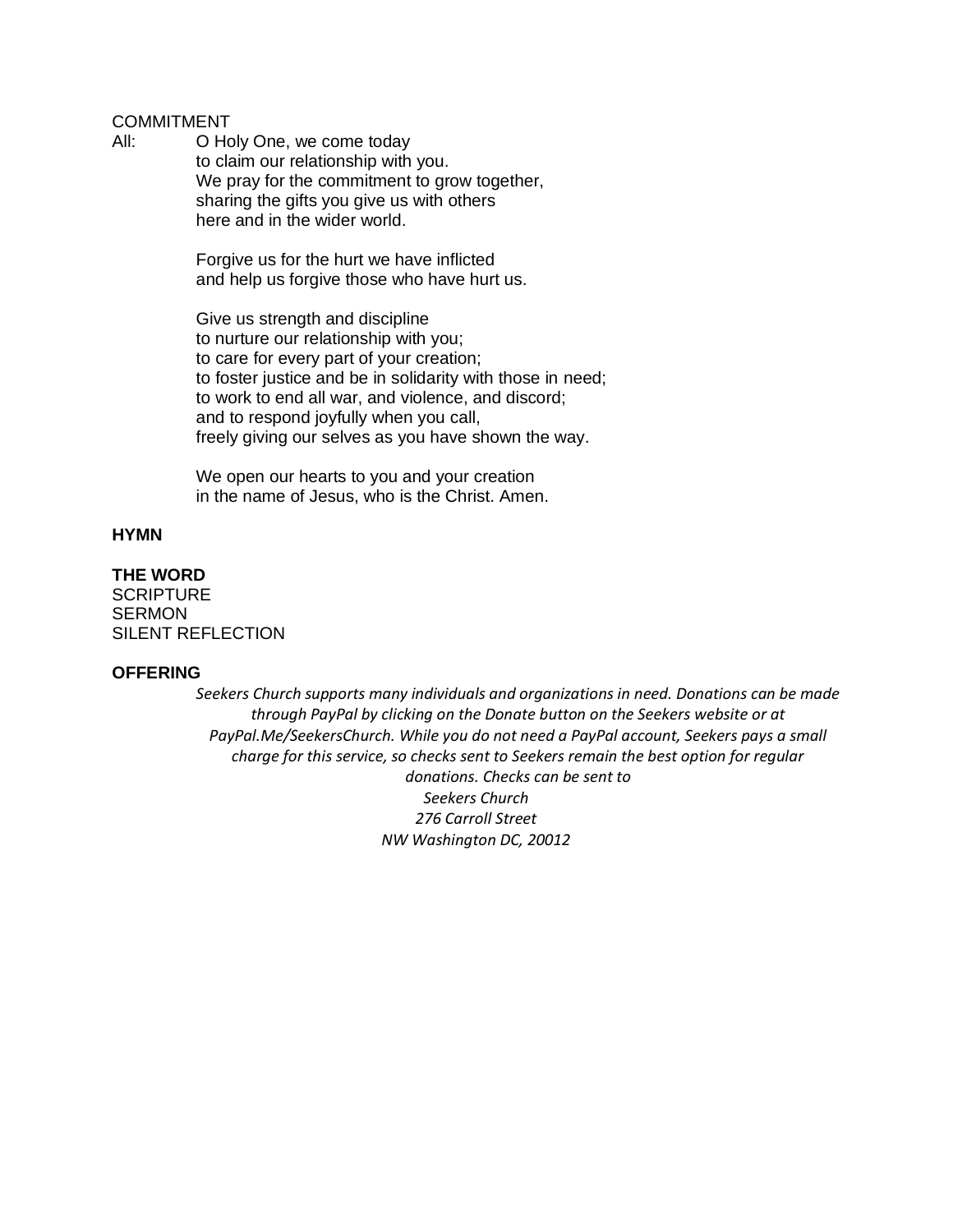COMMITMENT

All: O Holy One, we come today
to claim our relationship with you.
We pray for the commitment to grow together,
sharing the gifts you give us with others
here and in the wider world.

Forgive us for the hurt we have inflicted
and help us forgive those who have hurt us.

Give us strength and discipline
to nurture our relationship with you;
to care for every part of your creation;
to foster justice and be in solidarity with those in need;
to work to end all war, and violence, and discord;
and to respond joyfully when you call,
freely giving our selves as you have shown the way.

We open our hearts to you and your creation
in the name of Jesus, who is the Christ. Amen.

**HYMN**

**THE WORD**

SCRIPTURE
SERMON
SILENT REFLECTION

**OFFERING**

*Seekers Church supports many individuals and organizations in need. Donations can be made through PayPal by clicking on the Donate button on the Seekers website or at PayPal.Me/SeekersChurch. While you do not need a PayPal account, Seekers pays a small charge for this service, so checks sent to Seekers remain the best option for regular donations. Checks can be sent to*

*Seekers Church*
*276 Carroll Street*
*NW Washington DC, 20012*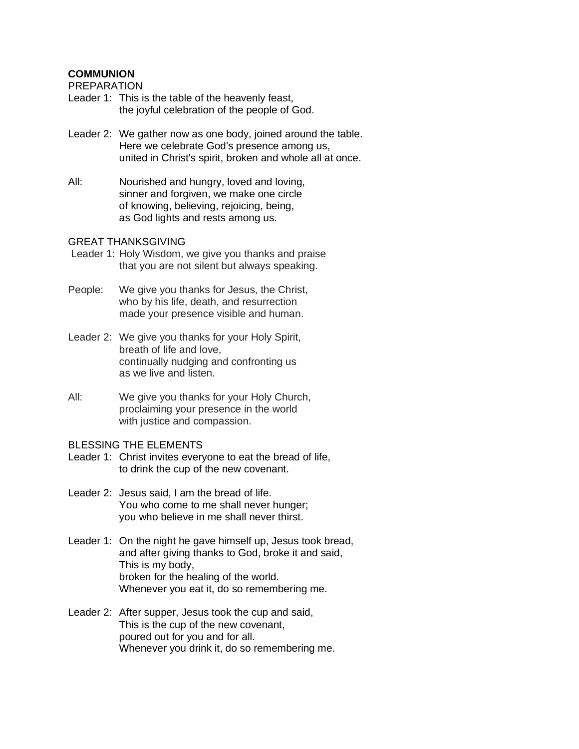**COMMUNION**

PREPARATION

Leader 1: This is the table of the heavenly feast,
the joyful celebration of the people of God.

Leader 2: We gather now as one body, joined around the table.
Here we celebrate God's presence among us,
united in Christ's spirit, broken and whole all at once.

All: Nourished and hungry, loved and loving,
sinner and forgiven, we make one circle
of knowing, believing, rejoicing, being,
as God lights and rests among us.

GREAT THANKSGIVING

Leader 1: Holy Wisdom, we give you thanks and praise
that you are not silent but always speaking.

People: We give you thanks for Jesus, the Christ,
who by his life, death, and resurrection
made your presence visible and human.

Leader 2: We give you thanks for your Holy Spirit,
breath of life and love,
continually nudging and confronting us
as we live and listen.

All: We give you thanks for your Holy Church,
proclaiming your presence in the world
with justice and compassion.

BLESSING THE ELEMENTS

Leader 1: Christ invites everyone to eat the bread of life,
to drink the cup of the new covenant.

Leader 2: Jesus said, I am the bread of life.
You who come to me shall never hunger;
you who believe in me shall never thirst.

Leader 1: On the night he gave himself up, Jesus took bread,
and after giving thanks to God, broke it and said,
This is my body,
broken for the healing of the world.
Whenever you eat it, do so remembering me.

Leader 2: After supper, Jesus took the cup and said,
This is the cup of the new covenant,
poured out for you and for all.
Whenever you drink it, do so remembering me.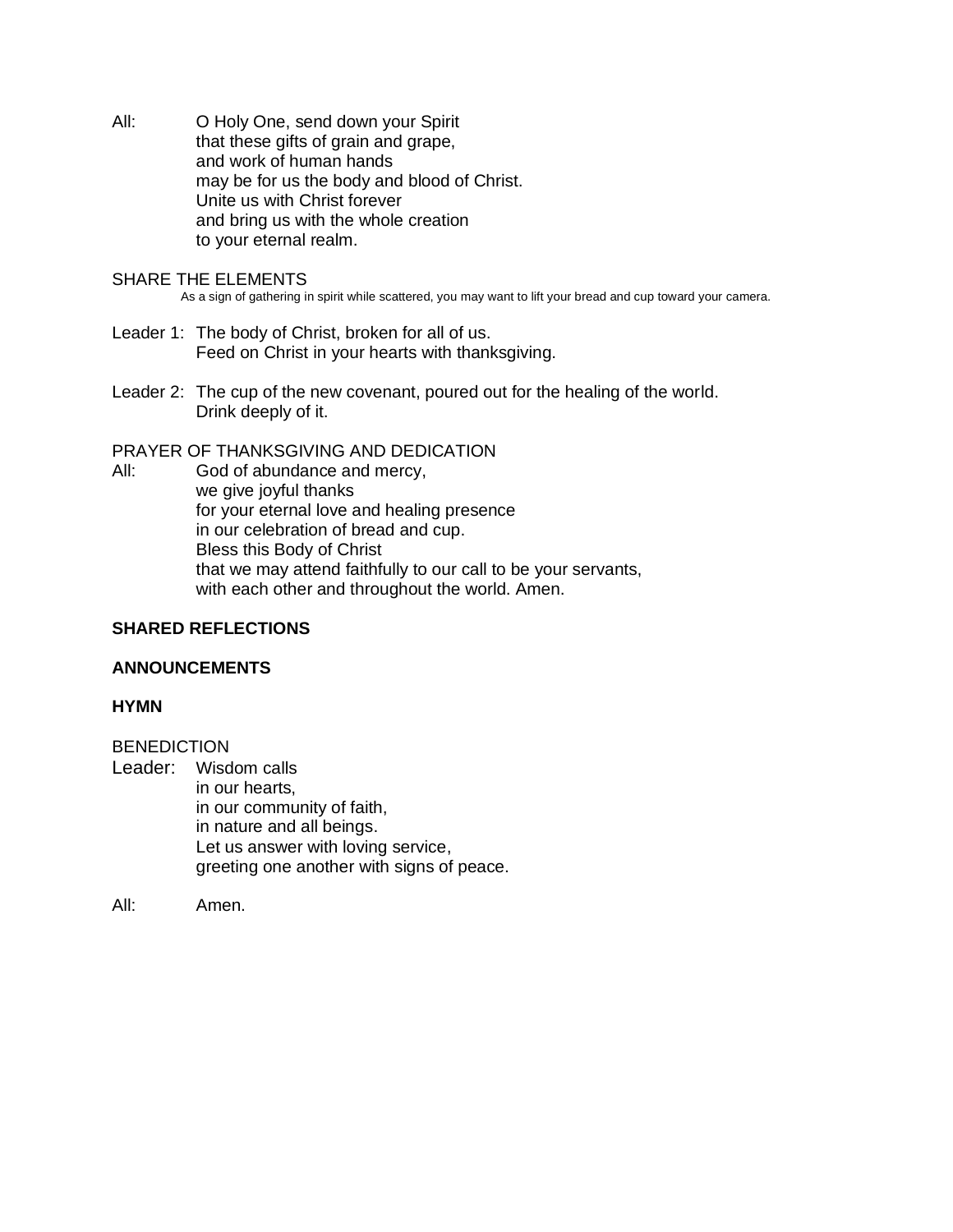All: O Holy One, send down your Spirit
that these gifts of grain and grape,
and work of human hands
may be for us the body and blood of Christ.
Unite us with Christ forever
and bring us with the whole creation
to your eternal realm.

SHARE THE ELEMENTS

As a sign of gathering in spirit while scattered, you may want to lift your bread and cup toward your camera.

Leader 1: The body of Christ, broken for all of us.
Feed on Christ in your hearts with thanksgiving.

Leader 2: The cup of the new covenant, poured out for the healing of the world.
Drink deeply of it.

PRAYER OF THANKSGIVING AND DEDICATION

All: God of abundance and mercy,
we give joyful thanks
for your eternal love and healing presence
in our celebration of bread and cup.
Bless this Body of Christ
that we may attend faithfully to our call to be your servants,
with each other and throughout the world. Amen.

**SHARED REFLECTIONS**

**ANNOUNCEMENTS**

**HYMN**

BENEDICTION

Leader: Wisdom calls
in our hearts,
in our community of faith,
in nature and all beings.
Let us answer with loving service,
greeting one another with signs of peace.

All: Amen.